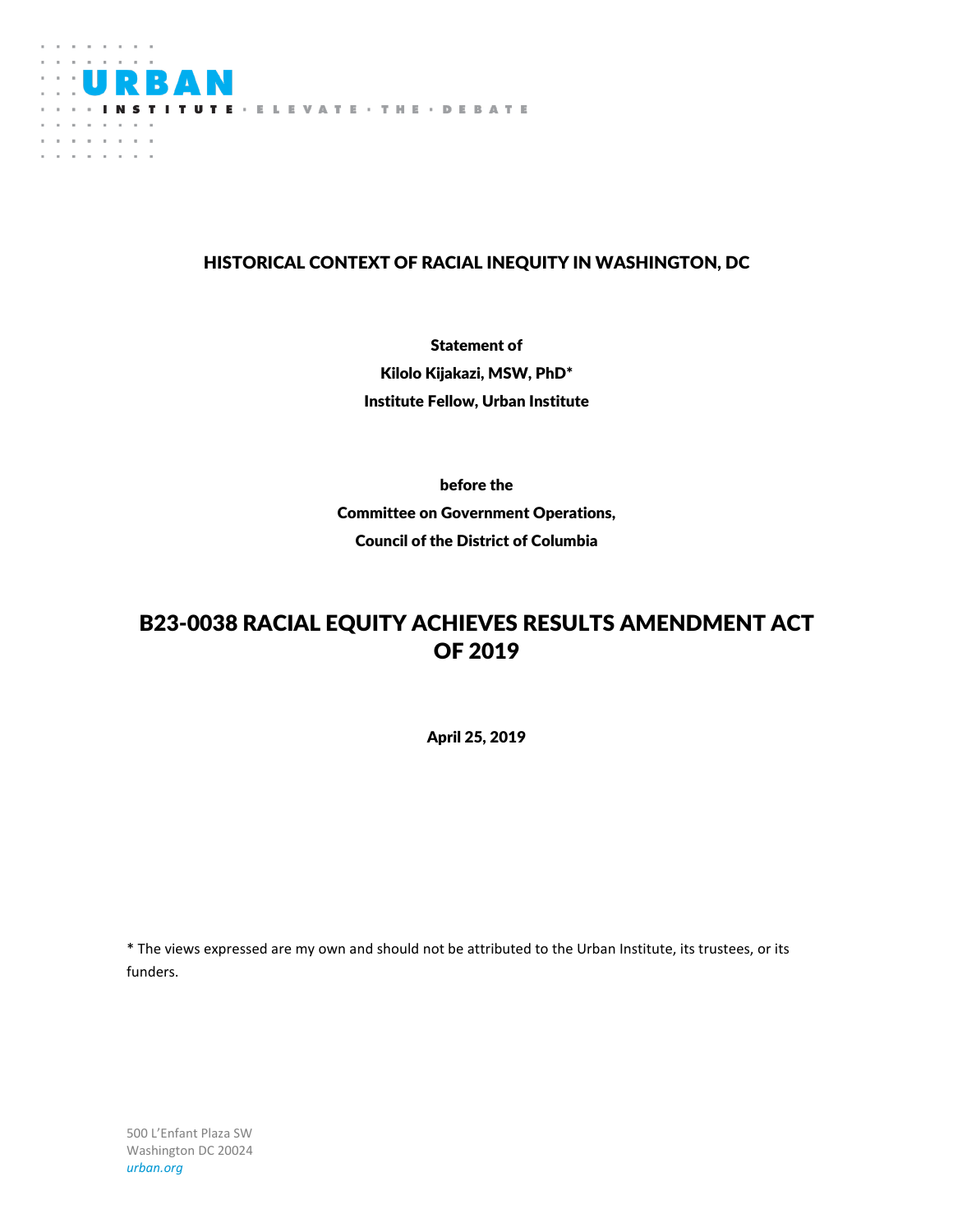URBAN INSTITUTE · ELEVATE · THE · DEBATE

**HISTORICAL CONTEXT OF RACIAL INEQUITY IN WASHINGTON, DC**

**Statement of**
**Kilolo Kijakazi, MSW, PhD***
**Institute Fellow, Urban Institute**

**before the**
**Committee on Government Operations,**
**Council of the District of Columbia**

# B23-0038 RACIAL EQUITY ACHIEVES RESULTS AMENDMENT ACT OF 2019

**April 25, 2019**

* The views expressed are my own and should not be attributed to the Urban Institute, its trustees, or its funders.

500 L'Enfant Plaza SW
Washington DC 20024
*urban.org*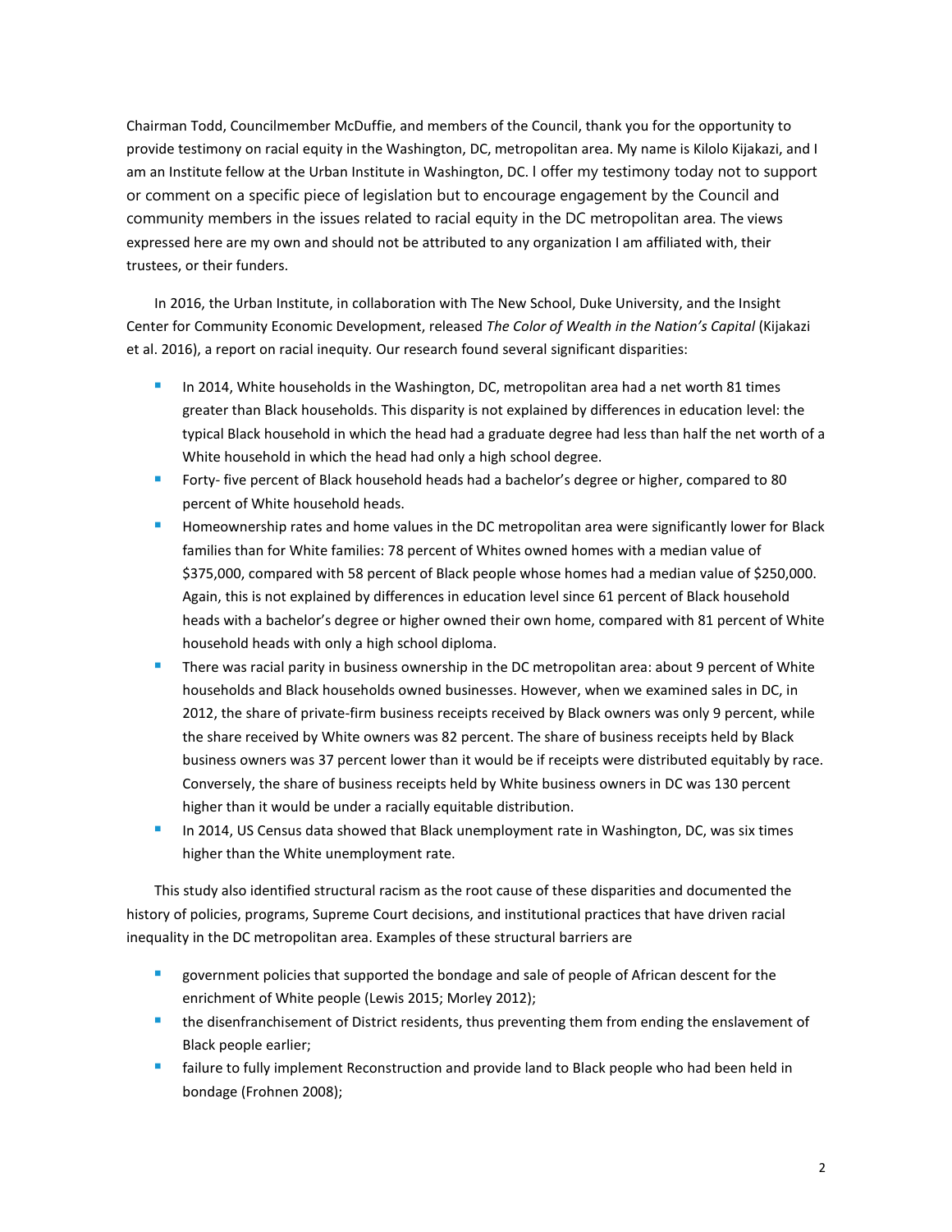Chairman Todd, Councilmember McDuffie, and members of the Council, thank you for the opportunity to provide testimony on racial equity in the Washington, DC, metropolitan area. My name is Kilolo Kijakazi, and I am an Institute fellow at the Urban Institute in Washington, DC. I offer my testimony today not to support or comment on a specific piece of legislation but to encourage engagement by the Council and community members in the issues related to racial equity in the DC metropolitan area. The views expressed here are my own and should not be attributed to any organization I am affiliated with, their trustees, or their funders.

In 2016, the Urban Institute, in collaboration with The New School, Duke University, and the Insight Center for Community Economic Development, released *The Color of Wealth in the Nation's Capital* (Kijakazi et al. 2016), a report on racial inequity. Our research found several significant disparities:

- In 2014, White households in the Washington, DC, metropolitan area had a net worth 81 times greater than Black households. This disparity is not explained by differences in education level: the typical Black household in which the head had a graduate degree had less than half the net worth of a White household in which the head had only a high school degree.
- Forty- five percent of Black household heads had a bachelor's degree or higher, compared to 80 percent of White household heads.
- Homeownership rates and home values in the DC metropolitan area were significantly lower for Black families than for White families: 78 percent of Whites owned homes with a median value of \$375,000, compared with 58 percent of Black people whose homes had a median value of \$250,000. Again, this is not explained by differences in education level since 61 percent of Black household heads with a bachelor's degree or higher owned their own home, compared with 81 percent of White household heads with only a high school diploma.
- There was racial parity in business ownership in the DC metropolitan area: about 9 percent of White households and Black households owned businesses. However, when we examined sales in DC, in 2012, the share of private-firm business receipts received by Black owners was only 9 percent, while the share received by White owners was 82 percent. The share of business receipts held by Black business owners was 37 percent lower than it would be if receipts were distributed equitably by race. Conversely, the share of business receipts held by White business owners in DC was 130 percent higher than it would be under a racially equitable distribution.
- In 2014, US Census data showed that Black unemployment rate in Washington, DC, was six times higher than the White unemployment rate.

This study also identified structural racism as the root cause of these disparities and documented the history of policies, programs, Supreme Court decisions, and institutional practices that have driven racial inequality in the DC metropolitan area. Examples of these structural barriers are

- government policies that supported the bondage and sale of people of African descent for the enrichment of White people (Lewis 2015; Morley 2012);
- the disenfranchisement of District residents, thus preventing them from ending the enslavement of Black people earlier;
- failure to fully implement Reconstruction and provide land to Black people who had been held in bondage (Frohnen 2008);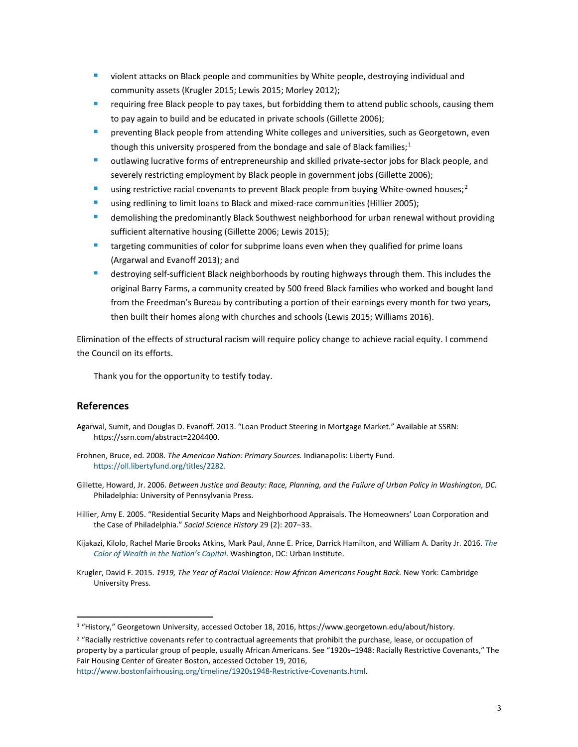- violent attacks on Black people and communities by White people, destroying individual and community assets (Krugler 2015; Lewis 2015; Morley 2012);
- requiring free Black people to pay taxes, but forbidding them to attend public schools, causing them to pay again to build and be educated in private schools (Gillette 2006);
- preventing Black people from attending White colleges and universities, such as Georgetown, even though this university prospered from the bondage and sale of Black families;[1]
- outlawing lucrative forms of entrepreneurship and skilled private-sector jobs for Black people, and severely restricting employment by Black people in government jobs (Gillette 2006);
- using restrictive racial covenants to prevent Black people from buying White-owned houses;[2]
- using redlining to limit loans to Black and mixed-race communities (Hillier 2005);
- demolishing the predominantly Black Southwest neighborhood for urban renewal without providing sufficient alternative housing (Gillette 2006; Lewis 2015);
- targeting communities of color for subprime loans even when they qualified for prime loans (Argarwal and Evanoff 2013); and
- destroying self-sufficient Black neighborhoods by routing highways through them. This includes the original Barry Farms, a community created by 500 freed Black families who worked and bought land from the Freedman's Bureau by contributing a portion of their earnings every month for two years, then built their homes along with churches and schools (Lewis 2015; Williams 2016).

Elimination of the effects of structural racism will require policy change to achieve racial equity. I commend the Council on its efforts.

Thank you for the opportunity to testify today.

## References

Agarwal, Sumit, and Douglas D. Evanoff. 2013. "Loan Product Steering in Mortgage Market." Available at SSRN: https://ssrn.com/abstract=2204400.

Frohnen, Bruce, ed. 2008. *The American Nation: Primary Sources.* Indianapolis: Liberty Fund. https://oll.libertyfund.org/titles/2282.

Gillette, Howard, Jr. 2006. *Between Justice and Beauty: Race, Planning, and the Failure of Urban Policy in Washington, DC.* Philadelphia: University of Pennsylvania Press.

Hillier, Amy E. 2005. "Residential Security Maps and Neighborhood Appraisals. The Homeowners' Loan Corporation and the Case of Philadelphia." *Social Science History* 29 (2): 207–33.

Kijakazi, Kilolo, Rachel Marie Brooks Atkins, Mark Paul, Anne E. Price, Darrick Hamilton, and William A. Darity Jr. 2016. *The Color of Wealth in the Nation's Capital*. Washington, DC: Urban Institute.

Krugler, David F. 2015. *1919, The Year of Racial Violence: How African Americans Fought Back.* New York: Cambridge University Press.

---

[1] "History," Georgetown University, accessed October 18, 2016, https://www.georgetown.edu/about/history.

[2] "Racially restrictive covenants refer to contractual agreements that prohibit the purchase, lease, or occupation of property by a particular group of people, usually African Americans. See "1920s–1948: Racially Restrictive Covenants," The Fair Housing Center of Greater Boston, accessed October 19, 2016, http://www.bostonfairhousing.org/timeline/1920s1948-Restrictive-Covenants.html.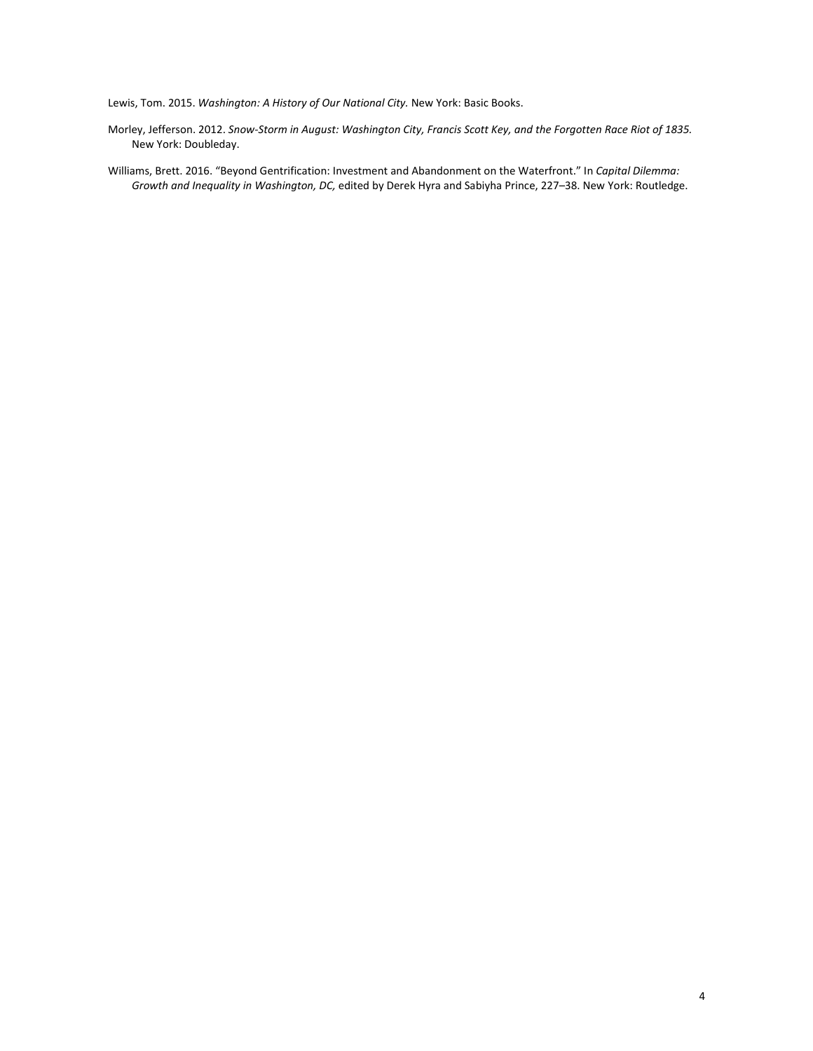Lewis, Tom. 2015. *Washington: A History of Our National City.* New York: Basic Books.

Morley, Jefferson. 2012. *Snow-Storm in August: Washington City, Francis Scott Key, and the Forgotten Race Riot of 1835.* New York: Doubleday.

Williams, Brett. 2016. "Beyond Gentrification: Investment and Abandonment on the Waterfront." In *Capital Dilemma: Growth and Inequality in Washington, DC,* edited by Derek Hyra and Sabiyha Prince, 227–38. New York: Routledge.